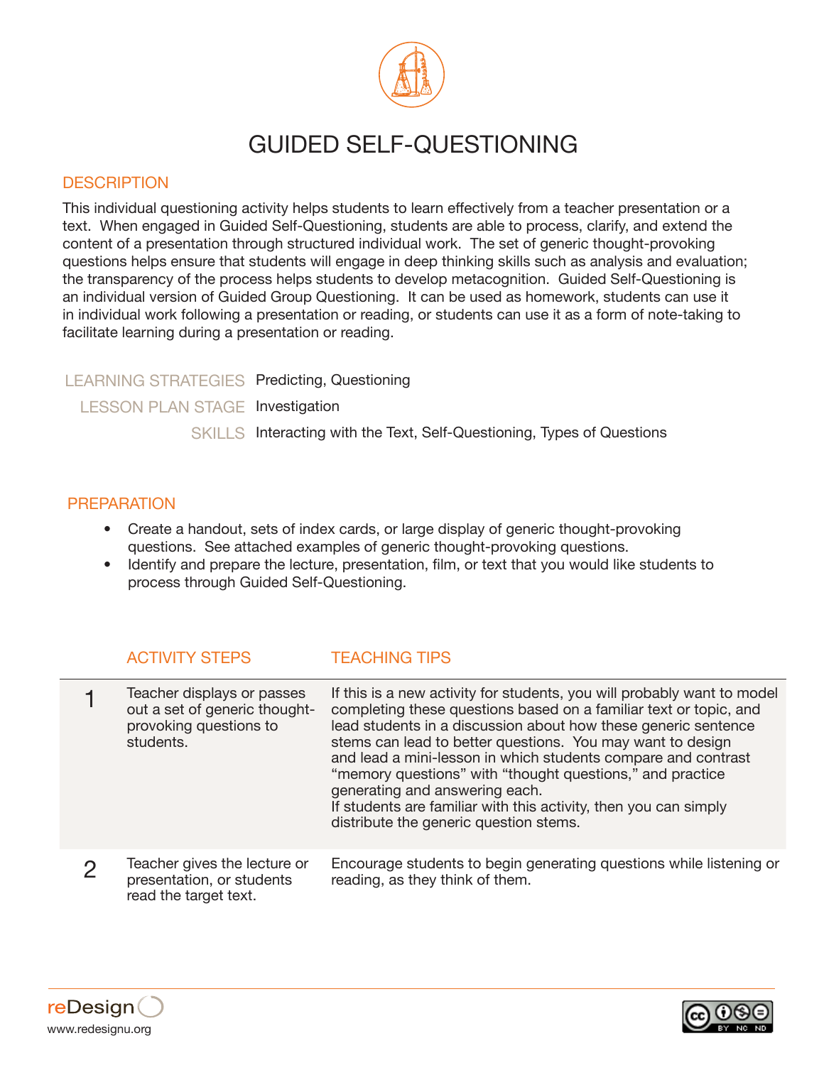# GUIDED SELF-QUESTIONING

## DESCRIPTION

This individual questioning activity helps students to learn effectively from a teacher presentation or a text. When engaged in Guided Self-Questioning, students are able to process, clarify, and extend the content of a presentation through structured individual work. The set of generic thought-provoking questions helps ensure that students will engage in deep thinking skills such as analysis and evaluation; the transparency of the process helps students to develop metacognition. Guided Self-Questioning is an individual version of Guided Group Questioning. It can be used as homework, students can use it in individual work following a presentation or reading, or students can use it as a form of note-taking to facilitate learning during a presentation or reading.

| | |
|---|---|
| LEARNING STRATEGIES | Predicting, Questioning |
| LESSON PLAN STAGE | Investigation |
| SKILLS | Interacting with the Text, Self-Questioning, Types of Questions |

## PREPARATION

- Create a handout, sets of index cards, or large display of generic thought-provoking questions. See attached examples of generic thought-provoking questions.
- Identify and prepare the lecture, presentation, film, or text that you would like students to process through Guided Self-Questioning.

| | ACTIVITY STEPS | TEACHING TIPS |
|---|---|---|
| 1 | Teacher displays or passes out a set of generic thought-provoking questions to students. | If this is a new activity for students, you will probably want to model completing these questions based on a familiar text or topic, and lead students in a discussion about how these generic sentence stems can lead to better questions. You may want to design and lead a mini-lesson in which students compare and contrast "memory questions" with "thought questions," and practice generating and answering each. If students are familiar with this activity, then you can simply distribute the generic question stems. |
| 2 | Teacher gives the lecture or presentation, or students read the target text. | Encourage students to begin generating questions while listening or reading, as they think of them. |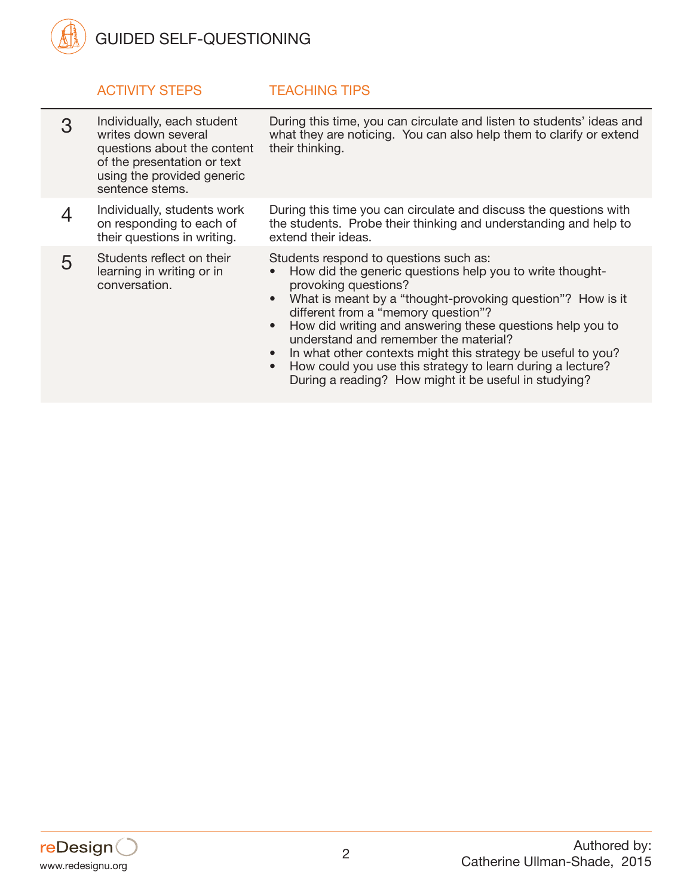# GUIDED SELF-QUESTIONING

| | ACTIVITY STEPS | TEACHING TIPS |
|---|---|---|
| 3 | Individually, each student writes down several questions about the content of the presentation or text using the provided generic sentence stems. | During this time, you can circulate and listen to students' ideas and what they are noticing. You can also help them to clarify or extend their thinking. |
| 4 | Individually, students work on responding to each of their questions in writing. | During this time you can circulate and discuss the questions with the students. Probe their thinking and understanding and help to extend their ideas. |
| 5 | Students reflect on their learning in writing or in conversation. | Students respond to questions such as:<br>• How did the generic questions help you to write thought-provoking questions?<br>• What is meant by a "thought-provoking question"? How is it different from a "memory question"?<br>• How did writing and answering these questions help you to understand and remember the material?<br>• In what other contexts might this strategy be useful to you?<br>• How could you use this strategy to learn during a lecture? During a reading? How might it be useful in studying? |

reDesign
www.redesignu.org

Authored by:
Catherine Ullman-Shade, 2015